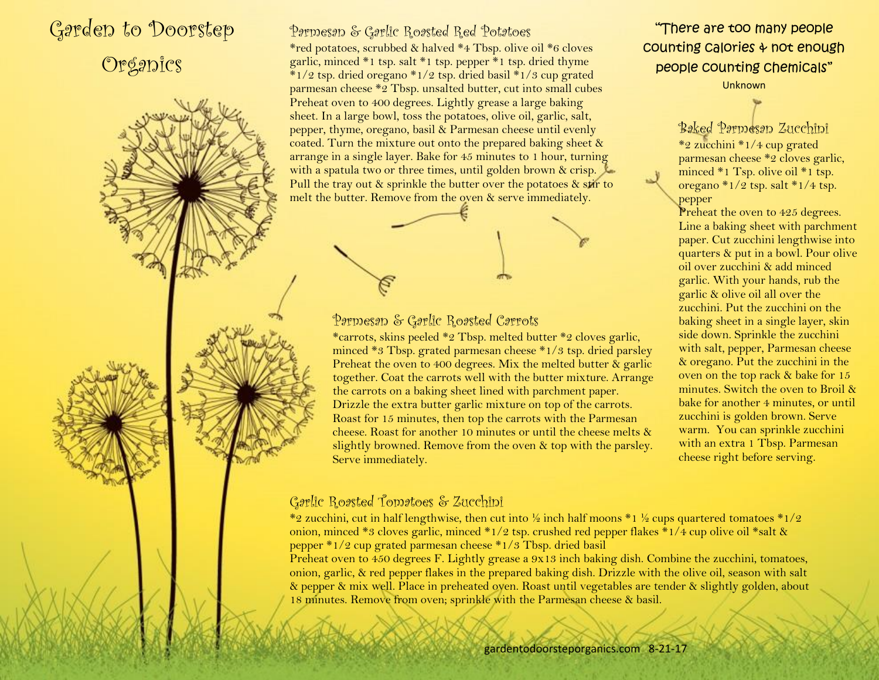# Garden to Doorstep Organics

## Parmesan & Garlic Roasted Red Potatoes

*red potatoes, scrubbed & halved *4 Tbsp. olive oil *6 cloves garlic, minced *1 tsp. salt *1 tsp. pepper *1 tsp. dried thyme *1/2 tsp. dried oregano *1/2 tsp. dried basil *1/3 cup grated parmesan cheese *2 Tbsp. unsalted butter, cut into small cubes

Preheat oven to 400 degrees. Lightly grease a large baking sheet. In a large bowl, toss the potatoes, olive oil, garlic, salt, pepper, thyme, oregano, basil & Parmesan cheese until evenly coated. Turn the mixture out onto the prepared baking sheet & arrange in a single layer. Bake for 45 minutes to 1 hour, turning with a spatula two or three times, until golden brown & crisp. Pull the tray out & sprinkle the butter over the potatoes & stir to melt the butter. Remove from the oven & serve immediately.

## Parmesan & Garlic Roasted Carrots

*carrots, skins peeled *2 Tbsp. melted butter *2 cloves garlic, minced *3 Tbsp. grated parmesan cheese *1/3 tsp. dried parsley

Preheat the oven to 400 degrees. Mix the melted butter & garlic together. Coat the carrots well with the butter mixture. Arrange the carrots on a baking sheet lined with parchment paper. Drizzle the extra butter garlic mixture on top of the carrots. Roast for 15 minutes, then top the carrots with the Parmesan cheese. Roast for another 10 minutes or until the cheese melts & slightly browned. Remove from the oven & top with the parsley. Serve immediately.

"There are too many people counting calories & not enough people counting chemicals"

Unknown

## Baked Parmesan Zucchini

*2 zucchini *1/4 cup grated parmesan cheese *2 cloves garlic, minced *1 Tsp. olive oil *1 tsp. oregano *1/2 tsp. salt *1/4 tsp. pepper

Preheat the oven to 425 degrees. Line a baking sheet with parchment paper. Cut zucchini lengthwise into quarters & put in a bowl. Pour olive oil over zucchini & add minced garlic. With your hands, rub the garlic & olive oil all over the zucchini. Put the zucchini on the baking sheet in a single layer, skin side down. Sprinkle the zucchini with salt, pepper, Parmesan cheese & oregano. Put the zucchini in the oven on the top rack & bake for 15 minutes. Switch the oven to Broil & bake for another 4 minutes, or until zucchini is golden brown. Serve warm. You can sprinkle zucchini with an extra 1 Tbsp. Parmesan cheese right before serving.

## Garlic Roasted Tomatoes & Zucchini

*2 zucchini, cut in half lengthwise, then cut into ½ inch half moons *1 ½ cups quartered tomatoes *1/2 onion, minced *3 cloves garlic, minced *1/2 tsp. crushed red pepper flakes *1/4 cup olive oil *salt & pepper *1/2 cup grated parmesan cheese *1/3 Tbsp. dried basil

Preheat oven to 450 degrees F. Lightly grease a 9x13 inch baking dish. Combine the zucchini, tomatoes, onion, garlic, & red pepper flakes in the prepared baking dish. Drizzle with the olive oil, season with salt & pepper & mix well. Place in preheated oven. Roast until vegetables are tender & slightly golden, about 18 minutes. Remove from oven; sprinkle with the Parmesan cheese & basil.

gardentodoorsteporganics.com 8-21-17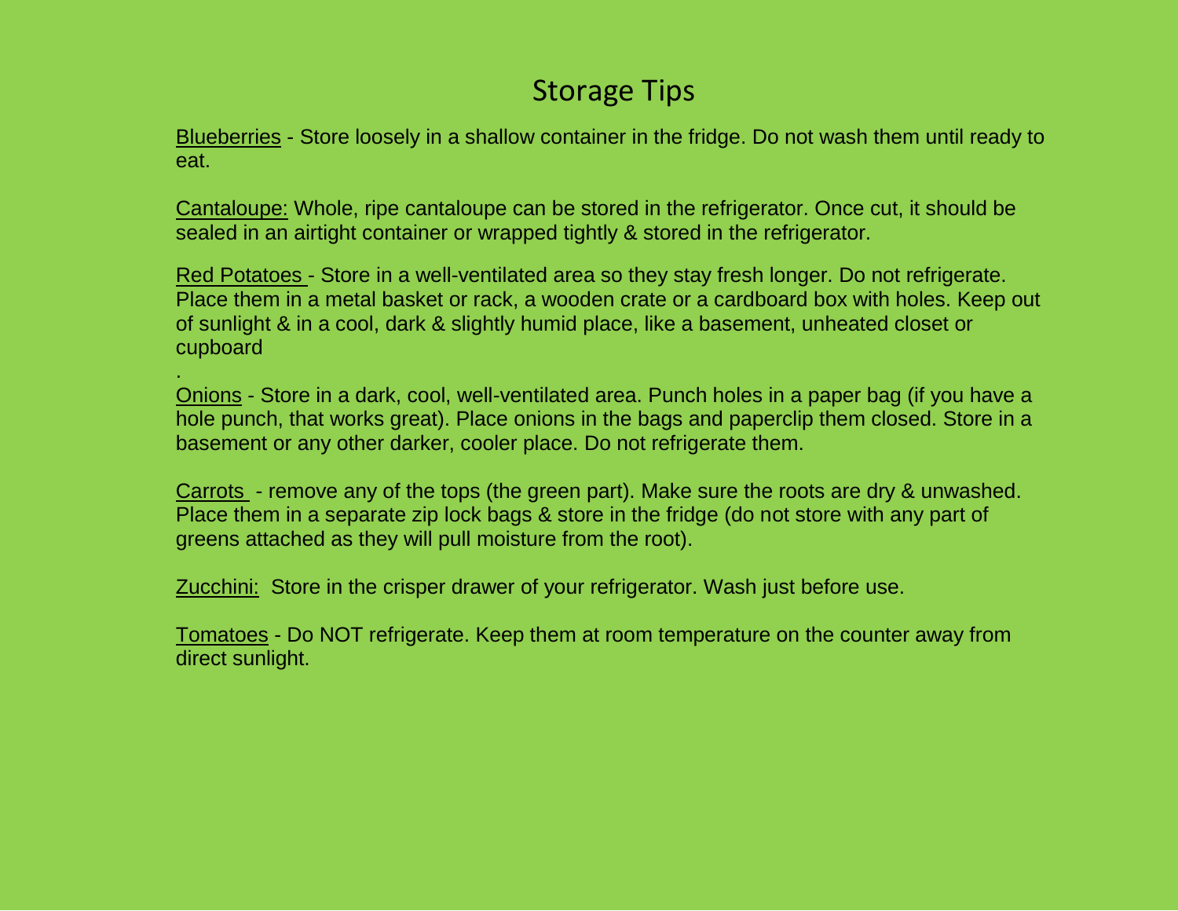# Storage Tips

Blueberries - Store loosely in a shallow container in the fridge. Do not wash them until ready to eat.

Cantaloupe: Whole, ripe cantaloupe can be stored in the refrigerator. Once cut, it should be sealed in an airtight container or wrapped tightly & stored in the refrigerator.

Red Potatoes - Store in a well-ventilated area so they stay fresh longer. Do not refrigerate. Place them in a metal basket or rack, a wooden crate or a cardboard box with holes. Keep out of sunlight & in a cool, dark & slightly humid place, like a basement, unheated closet or cupboard
.

Onions - Store in a dark, cool, well-ventilated area. Punch holes in a paper bag (if you have a hole punch, that works great). Place onions in the bags and paperclip them closed. Store in a basement or any other darker, cooler place. Do not refrigerate them.

Carrots - remove any of the tops (the green part). Make sure the roots are dry & unwashed. Place them in a separate zip lock bags & store in the fridge (do not store with any part of greens attached as they will pull moisture from the root).

Zucchini: Store in the crisper drawer of your refrigerator. Wash just before use.

Tomatoes - Do NOT refrigerate. Keep them at room temperature on the counter away from direct sunlight.